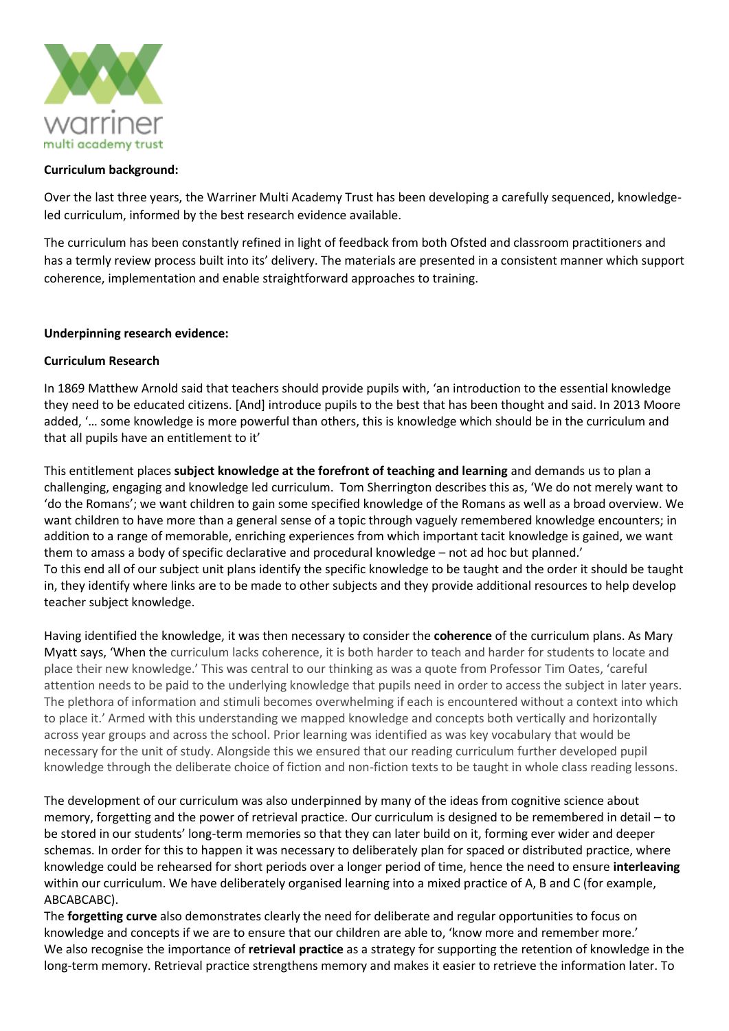**Curriculum background:**

Over the last three years, the Warriner Multi Academy Trust has been developing a carefully sequenced, knowledge-led curriculum, informed by the best research evidence available.

The curriculum has been constantly refined in light of feedback from both Ofsted and classroom practitioners and has a termly review process built into its' delivery. The materials are presented in a consistent manner which support coherence, implementation and enable straightforward approaches to training.

**Underpinning research evidence:**

**Curriculum Research**

In 1869 Matthew Arnold said that teachers should provide pupils with, 'an introduction to the essential knowledge they need to be educated citizens. [And] introduce pupils to the best that has been thought and said. In 2013 Moore added, '… some knowledge is more powerful than others, this is knowledge which should be in the curriculum and that all pupils have an entitlement to it'

This entitlement places **subject knowledge at the forefront of teaching and learning** and demands us to plan a challenging, engaging and knowledge led curriculum. Tom Sherrington describes this as, 'We do not merely want to 'do the Romans'; we want children to gain some specified knowledge of the Romans as well as a broad overview. We want children to have more than a general sense of a topic through vaguely remembered knowledge encounters; in addition to a range of memorable, enriching experiences from which important tacit knowledge is gained, we want them to amass a body of specific declarative and procedural knowledge – not ad hoc but planned.'
To this end all of our subject unit plans identify the specific knowledge to be taught and the order it should be taught in, they identify where links are to be made to other subjects and they provide additional resources to help develop teacher subject knowledge.

Having identified the knowledge, it was then necessary to consider the **coherence** of the curriculum plans. As Mary Myatt says, 'When the curriculum lacks coherence, it is both harder to teach and harder for students to locate and place their new knowledge.' This was central to our thinking as was a quote from Professor Tim Oates, 'careful attention needs to be paid to the underlying knowledge that pupils need in order to access the subject in later years. The plethora of information and stimuli becomes overwhelming if each is encountered without a context into which to place it.' Armed with this understanding we mapped knowledge and concepts both vertically and horizontally across year groups and across the school. Prior learning was identified as was key vocabulary that would be necessary for the unit of study. Alongside this we ensured that our reading curriculum further developed pupil knowledge through the deliberate choice of fiction and non-fiction texts to be taught in whole class reading lessons.

The development of our curriculum was also underpinned by many of the ideas from cognitive science about memory, forgetting and the power of retrieval practice. Our curriculum is designed to be remembered in detail – to be stored in our students' long-term memories so that they can later build on it, forming ever wider and deeper schemas. In order for this to happen it was necessary to deliberately plan for spaced or distributed practice, where knowledge could be rehearsed for short periods over a longer period of time, hence the need to ensure **interleaving** within our curriculum. We have deliberately organised learning into a mixed practice of A, B and C (for example, ABCABCABC).
The **forgetting curve** also demonstrates clearly the need for deliberate and regular opportunities to focus on knowledge and concepts if we are to ensure that our children are able to, 'know more and remember more.'
We also recognise the importance of **retrieval practice** as a strategy for supporting the retention of knowledge in the long-term memory. Retrieval practice strengthens memory and makes it easier to retrieve the information later. To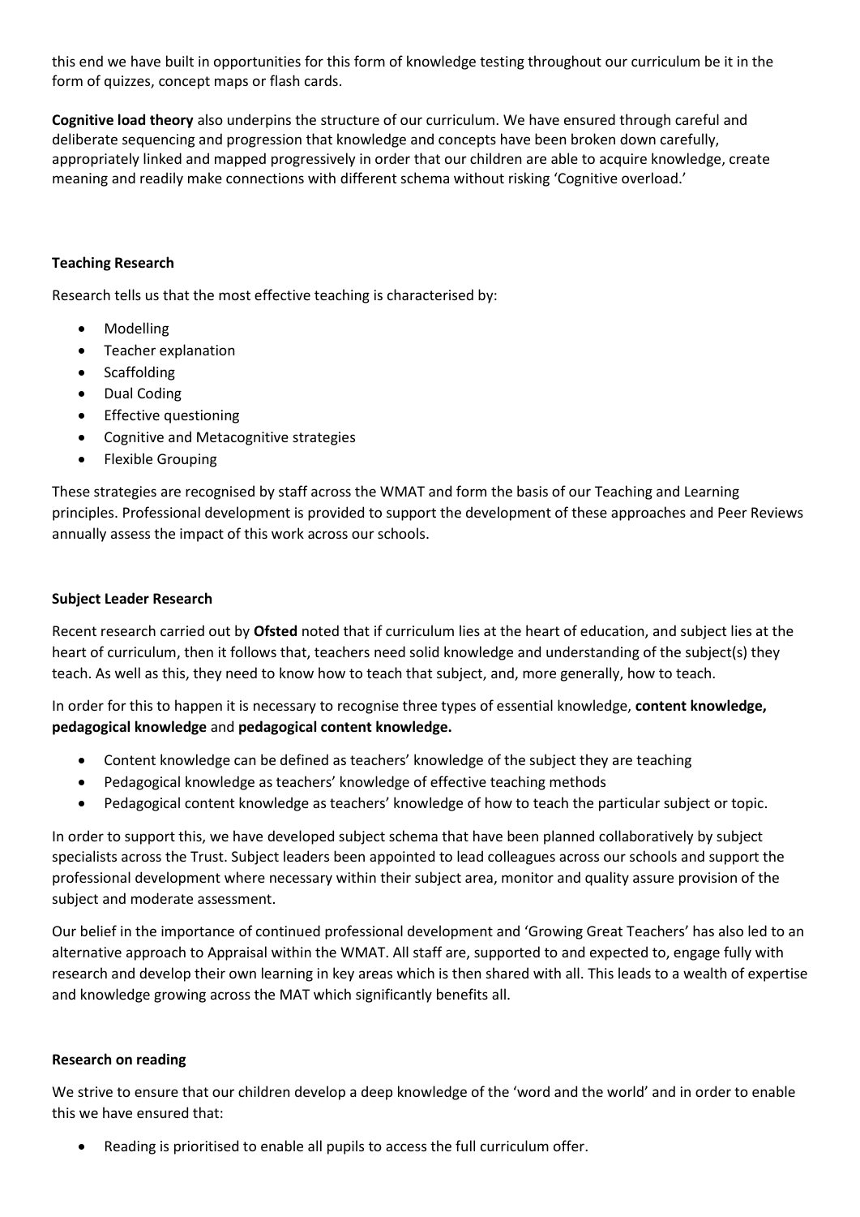this end we have built in opportunities for this form of knowledge testing throughout our curriculum be it in the form of quizzes, concept maps or flash cards.

**Cognitive load theory** also underpins the structure of our curriculum. We have ensured through careful and deliberate sequencing and progression that knowledge and concepts have been broken down carefully, appropriately linked and mapped progressively in order that our children are able to acquire knowledge, create meaning and readily make connections with different schema without risking 'Cognitive overload.'

**Teaching Research**

Research tells us that the most effective teaching is characterised by:

- Modelling
- Teacher explanation
- Scaffolding
- Dual Coding
- Effective questioning
- Cognitive and Metacognitive strategies
- Flexible Grouping

These strategies are recognised by staff across the WMAT and form the basis of our Teaching and Learning principles. Professional development is provided to support the development of these approaches and Peer Reviews annually assess the impact of this work across our schools.

**Subject Leader Research**

Recent research carried out by **Ofsted** noted that if curriculum lies at the heart of education, and subject lies at the heart of curriculum, then it follows that, teachers need solid knowledge and understanding of the subject(s) they teach. As well as this, they need to know how to teach that subject, and, more generally, how to teach.

In order for this to happen it is necessary to recognise three types of essential knowledge, **content knowledge, pedagogical knowledge** and **pedagogical content knowledge.**

- Content knowledge can be defined as teachers' knowledge of the subject they are teaching
- Pedagogical knowledge as teachers' knowledge of effective teaching methods
- Pedagogical content knowledge as teachers' knowledge of how to teach the particular subject or topic.

In order to support this, we have developed subject schema that have been planned collaboratively by subject specialists across the Trust. Subject leaders been appointed to lead colleagues across our schools and support the professional development where necessary within their subject area, monitor and quality assure provision of the subject and moderate assessment.

Our belief in the importance of continued professional development and 'Growing Great Teachers' has also led to an alternative approach to Appraisal within the WMAT. All staff are, supported to and expected to, engage fully with research and develop their own learning in key areas which is then shared with all. This leads to a wealth of expertise and knowledge growing across the MAT which significantly benefits all.

**Research on reading**

We strive to ensure that our children develop a deep knowledge of the 'word and the world' and in order to enable this we have ensured that:

- Reading is prioritised to enable all pupils to access the full curriculum offer.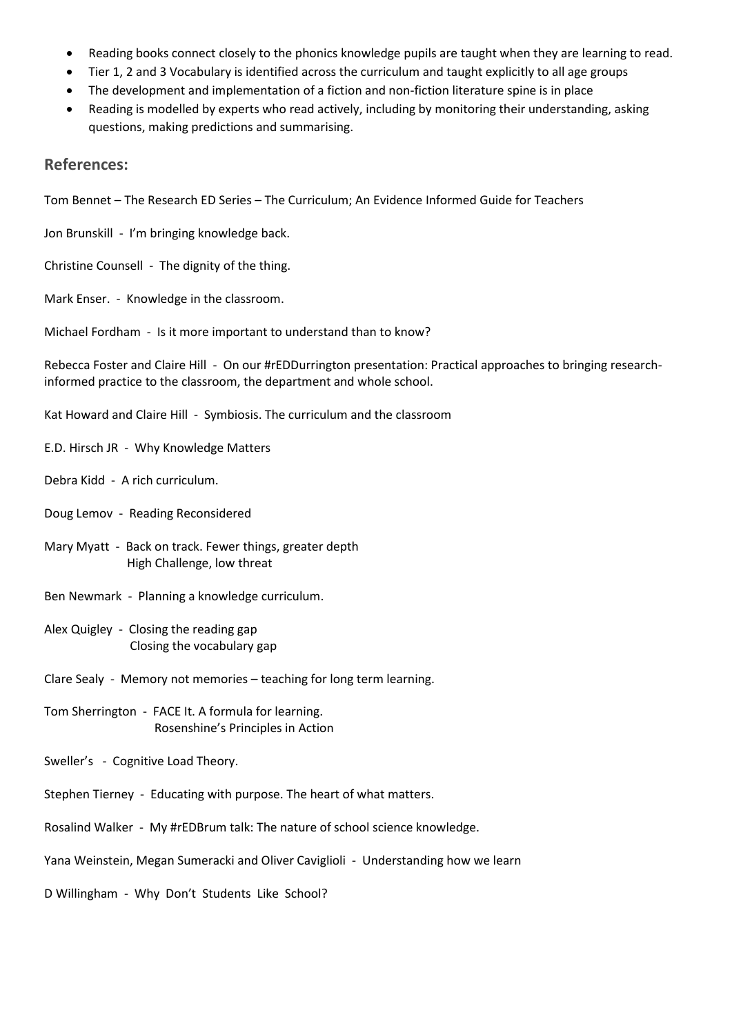- Reading books connect closely to the phonics knowledge pupils are taught when they are learning to read.
- Tier 1, 2 and 3 Vocabulary is identified across the curriculum and taught explicitly to all age groups
- The development and implementation of a fiction and non-fiction literature spine is in place
- Reading is modelled by experts who read actively, including by monitoring their understanding, asking questions, making predictions and summarising.

## References:

Tom Bennet – The Research ED Series – The Curriculum; An Evidence Informed Guide for Teachers

Jon Brunskill - I'm bringing knowledge back.

Christine Counsell - The dignity of the thing.

Mark Enser. - Knowledge in the classroom.

Michael Fordham - Is it more important to understand than to know?

Rebecca Foster and Claire Hill - On our #rEDDurrington presentation: Practical approaches to bringing research-informed practice to the classroom, the department and whole school.

Kat Howard and Claire Hill - Symbiosis. The curriculum and the classroom

E.D. Hirsch JR - Why Knowledge Matters

Debra Kidd - A rich curriculum.

Doug Lemov - Reading Reconsidered

Mary Myatt - Back on track. Fewer things, greater depth
High Challenge, low threat

Ben Newmark - Planning a knowledge curriculum.

Alex Quigley - Closing the reading gap
Closing the vocabulary gap

Clare Sealy - Memory not memories – teaching for long term learning.

Tom Sherrington - FACE It. A formula for learning.
Rosenshine's Principles in Action

Sweller's - Cognitive Load Theory.

Stephen Tierney - Educating with purpose. The heart of what matters.

Rosalind Walker - My #rEDBrum talk: The nature of school science knowledge.

Yana Weinstein, Megan Sumeracki and Oliver Caviglioli - Understanding how we learn

D Willingham - Why Don't Students Like School?